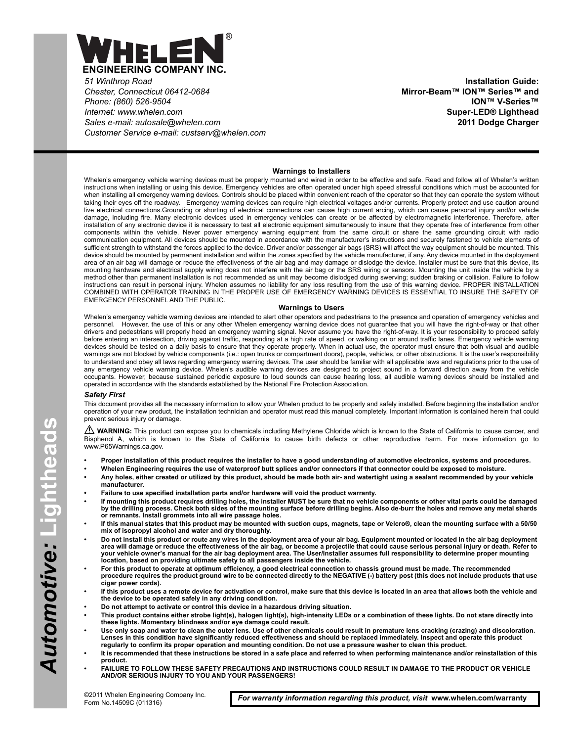# WHELEN®

**ENGINEERING COMPANY INC.**

*51 Winthrop Road*
*Chester, Connecticut 06412-0684*
*Phone: (860) 526-9504*
*Internet: www.whelen.com*
*Sales e-mail: autosale@whelen.com*
*Customer Service e-mail: custserv@whelen.com*

**Installation Guide:**
**Mirror-Beam™ ION™ Series™ and**
**ION™ V-Series™**
**Super-LED® Lighthead**
**2011 Dodge Charger**

*Automotive:* Lightheads

## Warnings to Installers

Whelen's emergency vehicle warning devices must be properly mounted and wired in order to be effective and safe. Read and follow all of Whelen's written instructions when installing or using this device. Emergency vehicles are often operated under high speed stressful conditions which must be accounted for when installing all emergency warning devices. Controls should be placed within convenient reach of the operator so that they can operate the system without taking their eyes off the roadway. Emergency warning devices can require high electrical voltages and/or currents. Properly protect and use caution around live electrical connections.Grounding or shorting of electrical connections can cause high current arcing, which can cause personal injury and/or vehicle damage, including fire. Many electronic devices used in emergency vehicles can create or be affected by electromagnetic interference. Therefore, after installation of any electronic device it is necessary to test all electronic equipment simultaneously to insure that they operate free of interference from other components within the vehicle. Never power emergency warning equipment from the same circuit or share the same grounding circuit with radio communication equipment. All devices should be mounted in accordance with the manufacturer's instructions and securely fastened to vehicle elements of sufficient strength to withstand the forces applied to the device. Driver and/or passenger air bags (SRS) will affect the way equipment should be mounted. This device should be mounted by permanent installation and within the zones specified by the vehicle manufacturer, if any. Any device mounted in the deployment area of an air bag will damage or reduce the effectiveness of the air bag and may damage or dislodge the device. Installer must be sure that this device, its mounting hardware and electrical supply wiring does not interfere with the air bag or the SRS wiring or sensors. Mounting the unit inside the vehicle by a method other than permanent installation is not recommended as unit may become dislodged during swerving; sudden braking or collision. Failure to follow instructions can result in personal injury. Whelen assumes no liability for any loss resulting from the use of this warning device. PROPER INSTALLATION COMBINED WITH OPERATOR TRAINING IN THE PROPER USE OF EMERGENCY WARNING DEVICES IS ESSENTIAL TO INSURE THE SAFETY OF EMERGENCY PERSONNEL AND THE PUBLIC.

## Warnings to Users

Whelen's emergency vehicle warning devices are intended to alert other operators and pedestrians to the presence and operation of emergency vehicles and personnel. However, the use of this or any other Whelen emergency warning device does not guarantee that you will have the right-of-way or that other drivers and pedestrians will properly heed an emergency warning signal. Never assume you have the right-of-way. It is your responsibility to proceed safely before entering an intersection, driving against traffic, responding at a high rate of speed, or walking on or around traffic lanes. Emergency vehicle warning devices should be tested on a daily basis to ensure that they operate properly. When in actual use, the operator must ensure that both visual and audible warnings are not blocked by vehicle components (i.e.: open trunks or compartment doors), people, vehicles, or other obstructions. It is the user's responsibility to understand and obey all laws regarding emergency warning devices. The user should be familiar with all applicable laws and regulations prior to the use of any emergency vehicle warning device. Whelen's audible warning devices are designed to project sound in a forward direction away from the vehicle occupants. However, because sustained periodic exposure to loud sounds can cause hearing loss, all audible warning devices should be installed and operated in accordance with the standards established by the National Fire Protection Association.

### *Safety First*

This document provides all the necessary information to allow your Whelen product to be properly and safely installed. Before beginning the installation and/or operation of your new product, the installation technician and operator must read this manual completely. Important information is contained herein that could prevent serious injury or damage.

⚠ **WARNING:** This product can expose you to chemicals including Methylene Chloride which is known to the State of California to cause cancer, and Bisphenol A, which is known to the State of California to cause birth defects or other reproductive harm. For more information go to www.P65Warnings.ca.gov.

- **Proper installation of this product requires the installer to have a good understanding of automotive electronics, systems and procedures.**
- **Whelen Engineering requires the use of waterproof butt splices and/or connectors if that connector could be exposed to moisture.**
- **Any holes, either created or utilized by this product, should be made both air- and watertight using a sealant recommended by your vehicle manufacturer.**
- **Failure to use specified installation parts and/or hardware will void the product warranty.**
- **If mounting this product requires drilling holes, the installer MUST be sure that no vehicle components or other vital parts could be damaged by the drilling process. Check both sides of the mounting surface before drilling begins. Also de-burr the holes and remove any metal shards or remnants. Install grommets into all wire passage holes.**
- **If this manual states that this product may be mounted with suction cups, magnets, tape or Velcro®, clean the mounting surface with a 50/50 mix of isopropyl alcohol and water and dry thoroughly.**
- **Do not install this product or route any wires in the deployment area of your air bag. Equipment mounted or located in the air bag deployment area will damage or reduce the effectiveness of the air bag, or become a projectile that could cause serious personal injury or death. Refer to your vehicle owner's manual for the air bag deployment area. The User/Installer assumes full responsibility to determine proper mounting location, based on providing ultimate safety to all passengers inside the vehicle.**
- **For this product to operate at optimum efficiency, a good electrical connection to chassis ground must be made. The recommended procedure requires the product ground wire to be connected directly to the NEGATIVE (-) battery post (this does not include products that use cigar power cords).**
- **If this product uses a remote device for activation or control, make sure that this device is located in an area that allows both the vehicle and the device to be operated safely in any driving condition.**
- **Do not attempt to activate or control this device in a hazardous driving situation.**
- **This product contains either strobe light(s), halogen light(s), high-intensity LEDs or a combination of these lights. Do not stare directly into these lights. Momentary blindness and/or eye damage could result.**
- **Use only soap and water to clean the outer lens. Use of other chemicals could result in premature lens cracking (crazing) and discoloration. Lenses in this condition have significantly reduced effectiveness and should be replaced immediately. Inspect and operate this product regularly to confirm its proper operation and mounting condition. Do not use a pressure washer to clean this product.**
- **It is recommended that these instructions be stored in a safe place and referred to when performing maintenance and/or reinstallation of this product.**
- **FAILURE TO FOLLOW THESE SAFETY PRECAUTIONS AND INSTRUCTIONS COULD RESULT IN DAMAGE TO THE PRODUCT OR VEHICLE AND/OR SERIOUS INJURY TO YOU AND YOUR PASSENGERS!**

©2011 Whelen Engineering Company Inc.
Form No.14509C (011316)

***For warranty information regarding this product, visit* www.whelen.com/warranty**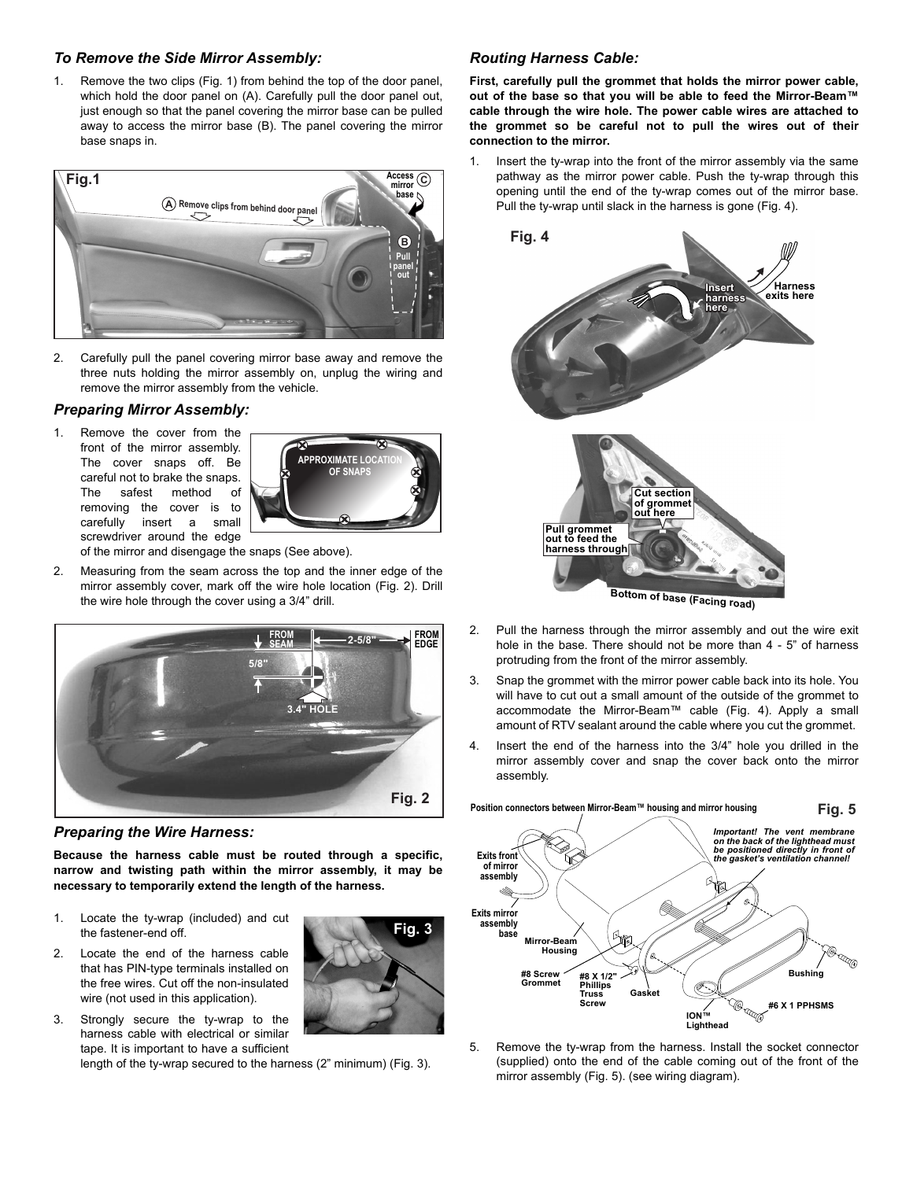### *To Remove the Side Mirror Assembly:*

1. Remove the two clips (Fig. 1) from behind the top of the door panel, which hold the door panel on (A). Carefully pull the door panel out, just enough so that the panel covering the mirror base can be pulled away to access the mirror base (B). The panel covering the mirror base snaps in.

2. Carefully pull the panel covering mirror base away and remove the three nuts holding the mirror assembly on, unplug the wiring and remove the mirror assembly from the vehicle.

### *Preparing Mirror Assembly:*

1. Remove the cover from the front of the mirror assembly. The cover snaps off. Be careful not to brake the snaps. The safest method of removing the cover is to carefully insert a small screwdriver around the edge of the mirror and disengage the snaps (See above).

2. Measuring from the seam across the top and the inner edge of the mirror assembly cover, mark off the wire hole location (Fig. 2). Drill the wire hole through the cover using a 3/4" drill.

### *Preparing the Wire Harness:*

**Because the harness cable must be routed through a specific, narrow and twisting path within the mirror assembly, it may be necessary to temporarily extend the length of the harness.**

1. Locate the ty-wrap (included) and cut the fastener-end off.

2. Locate the end of the harness cable that has PIN-type terminals installed on the free wires. Cut off the non-insulated wire (not used in this application).

3. Strongly secure the ty-wrap to the harness cable with electrical or similar tape. It is important to have a sufficient length of the ty-wrap secured to the harness (2" minimum) (Fig. 3).

### *Routing Harness Cable:*

**First, carefully pull the grommet that holds the mirror power cable, out of the base so that you will be able to feed the Mirror-Beam™ cable through the wire hole. The power cable wires are attached to the grommet so be careful not to pull the wires out of their connection to the mirror.**

1. Insert the ty-wrap into the front of the mirror assembly via the same pathway as the mirror power cable. Push the ty-wrap through this opening until the end of the ty-wrap comes out of the mirror base. Pull the ty-wrap until slack in the harness is gone (Fig. 4).

2. Pull the harness through the mirror assembly and out the wire exit hole in the base. There should not be more than 4 - 5" of harness protruding from the front of the mirror assembly.

3. Snap the grommet with the mirror power cable back into its hole. You will have to cut out a small amount of the outside of the grommet to accommodate the Mirror-Beam™ cable (Fig. 4). Apply a small amount of RTV sealant around the cable where you cut the grommet.

4. Insert the end of the harness into the 3/4" hole you drilled in the mirror assembly cover and snap the cover back onto the mirror assembly.

5. Remove the ty-wrap from the harness. Install the socket connector (supplied) onto the end of the cable coming out of the front of the mirror assembly (Fig. 5). (see wiring diagram).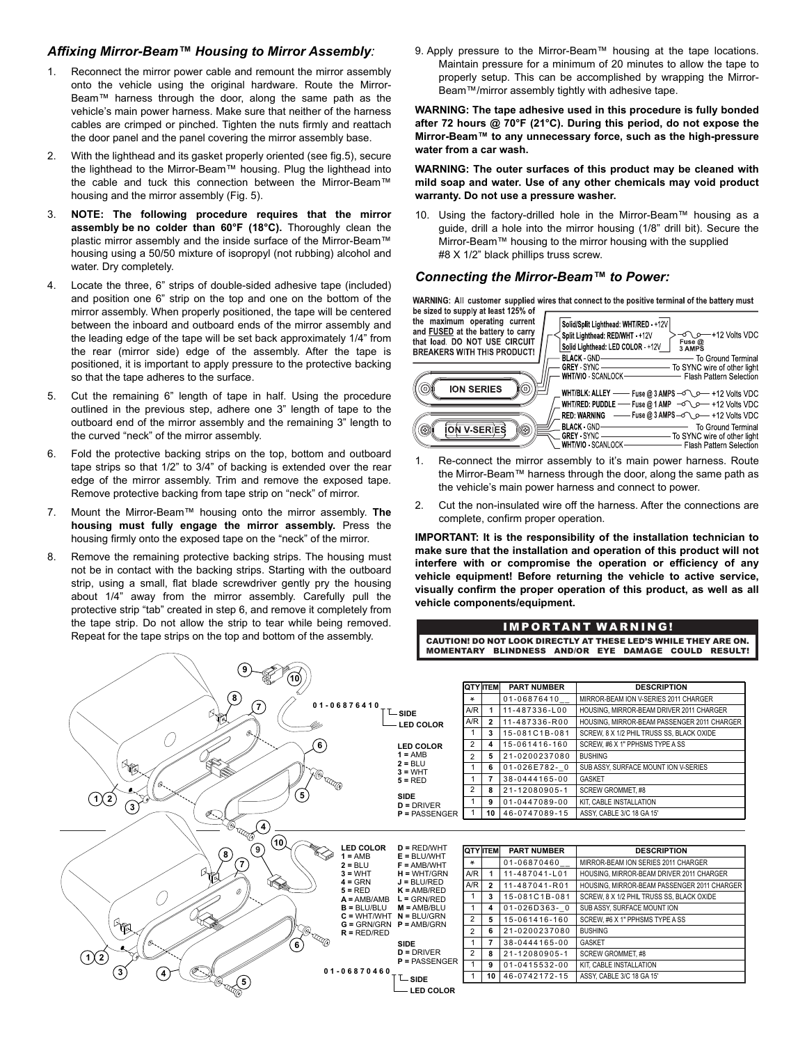### *Affixing Mirror-Beam™ Housing to Mirror Assembly:*

1. Reconnect the mirror power cable and remount the mirror assembly onto the vehicle using the original hardware. Route the Mirror-Beam™ harness through the door, along the same path as the vehicle's main power harness. Make sure that neither of the harness cables are crimped or pinched. Tighten the nuts firmly and reattach the door panel and the panel covering the mirror assembly base.
2. With the lighthead and its gasket properly oriented (see fig.5), secure the lighthead to the Mirror-Beam™ housing. Plug the lighthead into the cable and tuck this connection between the Mirror-Beam™ housing and the mirror assembly (Fig. 5).
3. **NOTE: The following procedure requires that the mirror assembly be no colder than 60°F (18°C).** Thoroughly clean the plastic mirror assembly and the inside surface of the Mirror-Beam™ housing using a 50/50 mixture of isopropyl (not rubbing) alcohol and water. Dry completely.
4. Locate the three, 6" strips of double-sided adhesive tape (included) and position one 6" strip on the top and one on the bottom of the mirror assembly. When properly positioned, the tape will be centered between the inboard and outboard ends of the mirror assembly and the leading edge of the tape will be set back approximately 1/4" from the rear (mirror side) edge of the assembly. After the tape is positioned, it is important to apply pressure to the protective backing so that the tape adheres to the surface.
5. Cut the remaining 6" length of tape in half. Using the procedure outlined in the previous step, adhere one 3" length of tape to the outboard end of the mirror assembly and the remaining 3" length to the curved "neck" of the mirror assembly.
6. Fold the protective backing strips on the top, bottom and outboard tape strips so that 1/2" to 3/4" of backing is extended over the rear edge of the mirror assembly. Trim and remove the exposed tape. Remove protective backing from tape strip on "neck" of mirror.
7. Mount the Mirror-Beam™ housing onto the mirror assembly. **The housing must fully engage the mirror assembly.** Press the housing firmly onto the exposed tape on the "neck" of the mirror.
8. Remove the remaining protective backing strips. The housing must not be in contact with the backing strips. Starting with the outboard strip, using a small, flat blade screwdriver gently pry the housing about 1/4" away from the mirror assembly. Carefully pull the protective strip "tab" created in step 6, and remove it completely from the tape strip. Do not allow the strip to tear while being removed. Repeat for the tape strips on the top and bottom of the assembly.
9. Apply pressure to the Mirror-Beam™ housing at the tape locations. Maintain pressure for a minimum of 20 minutes to allow the tape to properly setup. This can be accomplished by wrapping the Mirror-Beam™/mirror assembly tightly with adhesive tape.

**WARNING: The tape adhesive used in this procedure is fully bonded after 72 hours @ 70°F (21°C). During this period, do not expose the Mirror-Beam™ to any unnecessary force, such as the high-pressure water from a car wash.**

**WARNING: The outer surfaces of this product may be cleaned with mild soap and water. Use of any other chemicals may void product warranty. Do not use a pressure washer.**

10. Using the factory-drilled hole in the Mirror-Beam™ housing as a guide, drill a hole into the mirror housing (1/8" drill bit). Secure the Mirror-Beam™ housing to the mirror housing with the supplied #8 X 1/2" black phillips truss screw.

### *Connecting the Mirror-Beam™ to Power:*

**WARNING: All customer supplied wires that connect to the positive terminal of the battery must be sized to supply at least 125% of the maximum operating current and FUSED at the battery to carry that load. DO NOT USE CIRCUIT BREAKERS WITH THIS PRODUCT!**

ION SERIES
Solid/Split Lighthead: WHT/RED - +12V
Split Lighthead: RED/WHT - +12V
Solid Lighthead: LED COLOR - +12V
Fuse @ 3 AMPS — +12 Volts VDC
BLACK - GND — To Ground Terminal
GREY - SYNC — To SYNC wire of other light
WHT/VIO - SCANLOCK — Flash Pattern Selection

ION V-SERIES
WHT/BLK: ALLEY — Fuse @ 3 AMPS — +12 Volts VDC
WHT/RED: PUDDLE — Fuse @ 1 AMP — +12 Volts VDC
RED: WARNING — Fuse @ 3 AMPS — +12 Volts VDC
BLACK - GND — To Ground Terminal
GREY - SYNC — To SYNC wire of other light
WHT/VIO - SCANLOCK — Flash Pattern Selection

1. Re-connect the mirror assembly to it's main power harness. Route the Mirror-Beam™ harness through the door, along the same path as the vehicle's main power harness and connect to power.
2. Cut the non-insulated wire off the harness. After the connections are complete, confirm proper operation.

**IMPORTANT: It is the responsibility of the installation technician to make sure that the installation and operation of this product will not interfere with or compromise the operation or efficiency of any vehicle equipment! Before returning the vehicle to active service, visually confirm the proper operation of this product, as well as all vehicle components/equipment.**

**IMPORTANT WARNING!**
**CAUTION! DO NOT LOOK DIRECTLY AT THESE LED'S WHILE THEY ARE ON. MOMENTARY BLINDNESS AND/OR EYE DAMAGE COULD RESULT!**

01-06876410_ _
SIDE
LED COLOR

LED COLOR
1 = AMB
2 = BLU
3 = WHT
5 = RED

SIDE
D = DRIVER
P = PASSENGER

| QTY | ITEM | PART NUMBER | DESCRIPTION |
|---|---|---|---|
| * | | 01-06876410_ _ | MIRROR-BEAM ION V-SERIES 2011 CHARGER |
| A/R | 1 | 11-487336-L00 | HOUSING, MIRROR-BEAM DRIVER 2011 CHARGER |
| A/R | 2 | 11-487336-R00 | HOUSING, MIRROR-BEAM PASSENGER 2011 CHARGER |
| 1 | 3 | 15-081C1B-081 | SCREW, 8 X 1/2 PHIL TRUSS SS, BLACK OXIDE |
| 2 | 4 | 15-061416-160 | SCREW, #6 X 1" PPHSMS TYPE A SS |
| 2 | 5 | 21-0200237080 | BUSHING |
| 1 | 6 | 01-026E782-_0 | SUB ASSY, SURFACE MOUNT ION V-SERIES |
| 1 | 7 | 38-0444165-00 | GASKET |
| 2 | 8 | 21-12080905-1 | SCREW GROMMET, #8 |
| 1 | 9 | 01-0447089-00 | KIT, CABLE INSTALLATION |
| 1 | 10 | 46-0747089-15 | ASSY, CABLE 3/C 18 GA 15' |

LED COLOR
1 = AMB
2 = BLU
3 = WHT
4 = GRN
5 = RED
A = AMB/AMB
B = BLU/BLU
C = WHT/WHT
G = GRN/GRN
R = RED/RED
D = RED/WHT
E = BLU/WHT
F = AMB/WHT
H = WHT/GRN
J = BLU/RED
K = AMB/RED
L = GRN/RED
M = AMB/BLU
N = BLU/GRN
P = AMB/GRN

SIDE
D = DRIVER
P = PASSENGER

01-06870460_ _
SIDE
LED COLOR

| QTY | ITEM | PART NUMBER | DESCRIPTION |
|---|---|---|---|
| * | | 01-06870460_ _ | MIRROR-BEAM ION SERIES 2011 CHARGER |
| A/R | 1 | 11-487041-L01 | HOUSING, MIRROR-BEAM DRIVER 2011 CHARGER |
| A/R | 2 | 11-487041-R01 | HOUSING, MIRROR-BEAM PASSENGER 2011 CHARGER |
| 1 | 3 | 15-081C1B-081 | SCREW, 8 X 1/2 PHIL TRUSS SS, BLACK OXIDE |
| 1 | 4 | 01-026D363-_0 | SUB ASSY, SURFACE MOUNT ION |
| 2 | 5 | 15-061416-160 | SCREW, #6 X 1" PPHSMS TYPE A SS |
| 2 | 6 | 21-0200237080 | BUSHING |
| 1 | 7 | 38-0444165-00 | GASKET |
| 2 | 8 | 21-12080905-1 | SCREW GROMMET, #8 |
| 1 | 9 | 01-0415532-00 | KIT, CABLE INSTALLATION |
| 1 | 10 | 46-0742172-15 | ASSY, CABLE 3/C 18 GA 15' |